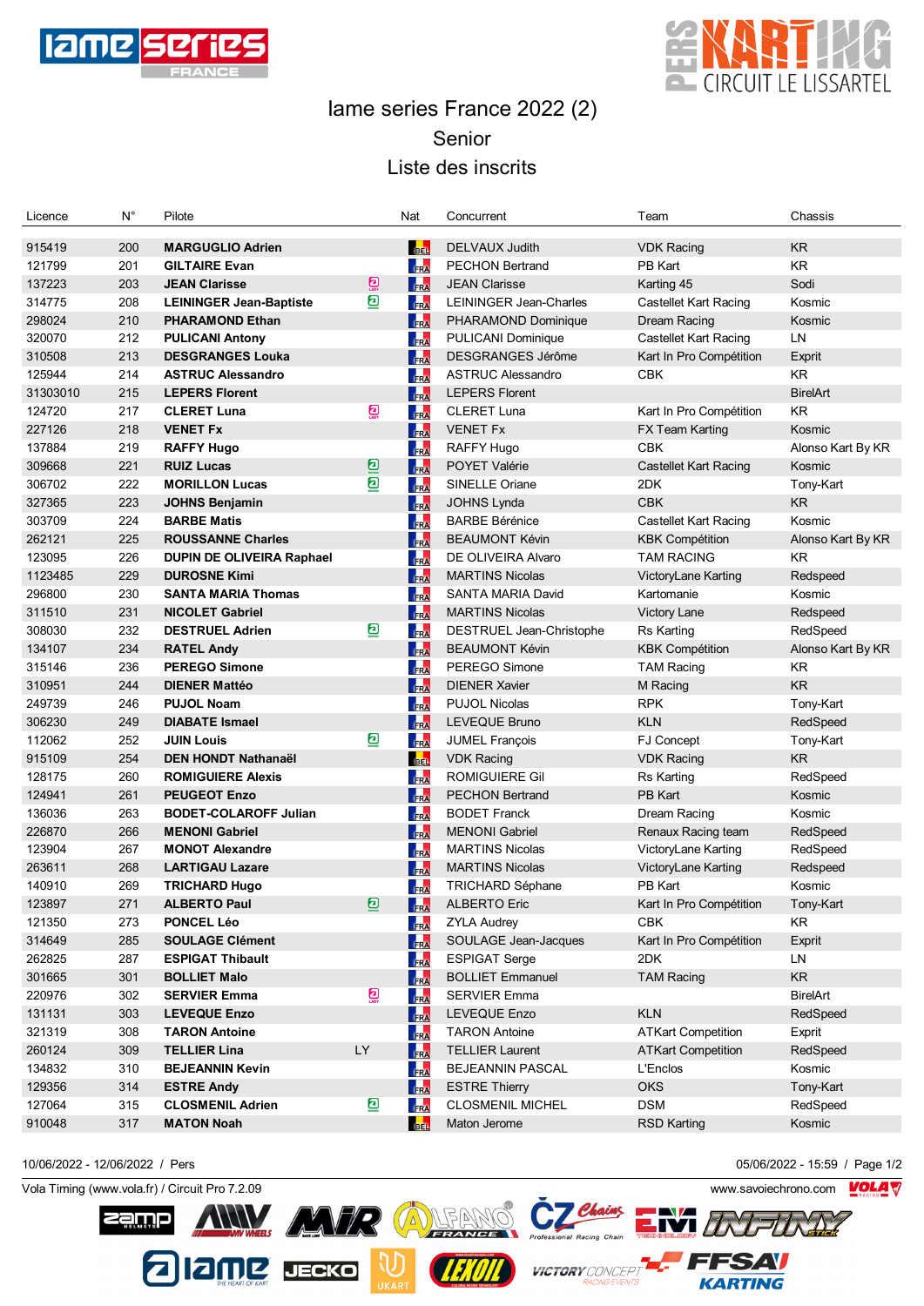# Iame series France 2022 (2)

## Senior

## Liste des inscrits

| Licence | N° | Pilote | | Nat | Concurrent | Team | Chassis |
|---|---|---|---|---|---|---|---|
| 915419 | 200 | **MARGUGLIO Adrien** | | BEL | DELVAUX Judith | VDK Racing | KR |
| 121799 | 201 | **GILTAIRE Evan** | | FRA | PECHON Bertrand | PB Kart | KR |
| 137223 | 203 | **JEAN Clarisse** | | FRA | JEAN Clarisse | Karting 45 | Sodi |
| 314775 | 208 | **LEININGER Jean-Baptiste** | | FRA | LEININGER Jean-Charles | Castellet Kart Racing | Kosmic |
| 298024 | 210 | **PHARAMOND Ethan** | | FRA | PHARAMOND Dominique | Dream Racing | Kosmic |
| 320070 | 212 | **PULICANI Antony** | | FRA | PULICANI Dominique | Castellet Kart Racing | LN |
| 310508 | 213 | **DESGRANGES Louka** | | FRA | DESGRANGES Jérôme | Kart In Pro Compétition | Exprit |
| 125944 | 214 | **ASTRUC Alessandro** | | FRA | ASTRUC Alessandro | CBK | KR |
| 31303010 | 215 | **LEPERS Florent** | | FRA | LEPERS Florent | | BirelArt |
| 124720 | 217 | **CLERET Luna** | | FRA | CLERET Luna | Kart In Pro Compétition | KR |
| 227126 | 218 | **VENET Fx** | | FRA | VENET Fx | FX Team Karting | Kosmic |
| 137884 | 219 | **RAFFY Hugo** | | FRA | RAFFY Hugo | CBK | Alonso Kart By KR |
| 309668 | 221 | **RUIZ Lucas** | | FRA | POYET Valérie | Castellet Kart Racing | Kosmic |
| 306702 | 222 | **MORILLON Lucas** | | FRA | SINELLE Oriane | 2DK | Tony-Kart |
| 327365 | 223 | **JOHNS Benjamin** | | FRA | JOHNS Lynda | CBK | KR |
| 303709 | 224 | **BARBE Matis** | | FRA | BARBE Bérénice | Castellet Kart Racing | Kosmic |
| 262121 | 225 | **ROUSSANNE Charles** | | FRA | BEAUMONT Kévin | KBK Compétition | Alonso Kart By KR |
| 123095 | 226 | **DUPIN DE OLIVEIRA Raphael** | | FRA | DE OLIVEIRA Alvaro | TAM RACING | KR |
| 1123485 | 229 | **DUROSNE Kimi** | | FRA | MARTINS Nicolas | VictoryLane Karting | Redspeed |
| 296800 | 230 | **SANTA MARIA Thomas** | | FRA | SANTA MARIA David | Kartomanie | Kosmic |
| 311510 | 231 | **NICOLET Gabriel** | | FRA | MARTINS Nicolas | Victory Lane | Redspeed |
| 308030 | 232 | **DESTRUEL Adrien** | | FRA | DESTRUEL Jean-Christophe | Rs Karting | RedSpeed |
| 134107 | 234 | **RATEL Andy** | | FRA | BEAUMONT Kévin | KBK Compétition | Alonso Kart By KR |
| 315146 | 236 | **PEREGO Simone** | | FRA | PEREGO Simone | TAM Racing | KR |
| 310951 | 244 | **DIENER Mattéo** | | FRA | DIENER Xavier | M Racing | KR |
| 249739 | 246 | **PUJOL Noam** | | FRA | PUJOL Nicolas | RPK | Tony-Kart |
| 306230 | 249 | **DIABATE Ismael** | | FRA | LEVEQUE Bruno | KLN | RedSpeed |
| 112062 | 252 | **JUIN Louis** | | FRA | JUMEL François | FJ Concept | Tony-Kart |
| 915109 | 254 | **DEN HONDT Nathanaël** | | BEL | VDK Racing | VDK Racing | KR |
| 128175 | 260 | **ROMIGUIERE Alexis** | | FRA | ROMIGUIERE Gil | Rs Karting | RedSpeed |
| 124941 | 261 | **PEUGEOT Enzo** | | FRA | PECHON Bertrand | PB Kart | Kosmic |
| 136036 | 263 | **BODET-COLAROFF Julian** | | FRA | BODET Franck | Dream Racing | Kosmic |
| 226870 | 266 | **MENONI Gabriel** | | FRA | MENONI Gabriel | Renaux Racing team | RedSpeed |
| 123904 | 267 | **MONOT Alexandre** | | FRA | MARTINS Nicolas | VictoryLane Karting | RedSpeed |
| 263611 | 268 | **LARTIGAU Lazare** | | FRA | MARTINS Nicolas | VictoryLane Karting | Redspeed |
| 140910 | 269 | **TRICHARD Hugo** | | FRA | TRICHARD Séphane | PB Kart | Kosmic |
| 123897 | 271 | **ALBERTO Paul** | | FRA | ALBERTO Eric | Kart In Pro Compétition | Tony-Kart |
| 121350 | 273 | **PONCEL Léo** | | FRA | ZYLA Audrey | CBK | KR |
| 314649 | 285 | **SOULAGE Clément** | | FRA | SOULAGE Jean-Jacques | Kart In Pro Compétition | Exprit |
| 262825 | 287 | **ESPIGAT Thibault** | | FRA | ESPIGAT Serge | 2DK | LN |
| 301665 | 301 | **BOLLIET Malo** | | FRA | BOLLIET Emmanuel | TAM Racing | KR |
| 220976 | 302 | **SERVIER Emma** | | FRA | SERVIER Emma | | BirelArt |
| 131131 | 303 | **LEVEQUE Enzo** | | FRA | LEVEQUE Enzo | KLN | RedSpeed |
| 321319 | 308 | **TARON Antoine** | | FRA | TARON Antoine | ATKart Competition | Exprit |
| 260124 | 309 | **TELLIER Lina** | LY | FRA | TELLIER Laurent | ATKart Competition | RedSpeed |
| 134832 | 310 | **BEJEANNIN Kevin** | | FRA | BEJEANNIN PASCAL | L'Enclos | Kosmic |
| 129356 | 314 | **ESTRE Andy** | | FRA | ESTRE Thierry | OKS | Tony-Kart |
| 127064 | 315 | **CLOSMENIL Adrien** | | FRA | CLOSMENIL MICHEL | DSM | RedSpeed |
| 910048 | 317 | **MATON Noah** | | BEL | Maton Jerome | RSD Karting | Kosmic |

10/06/2022 - 12/06/2022 / Pers — 05/06/2022 - 15:59

Vola Timing (www.vola.fr) / Circuit Pro 7.2.09 — www.savoiechrono.com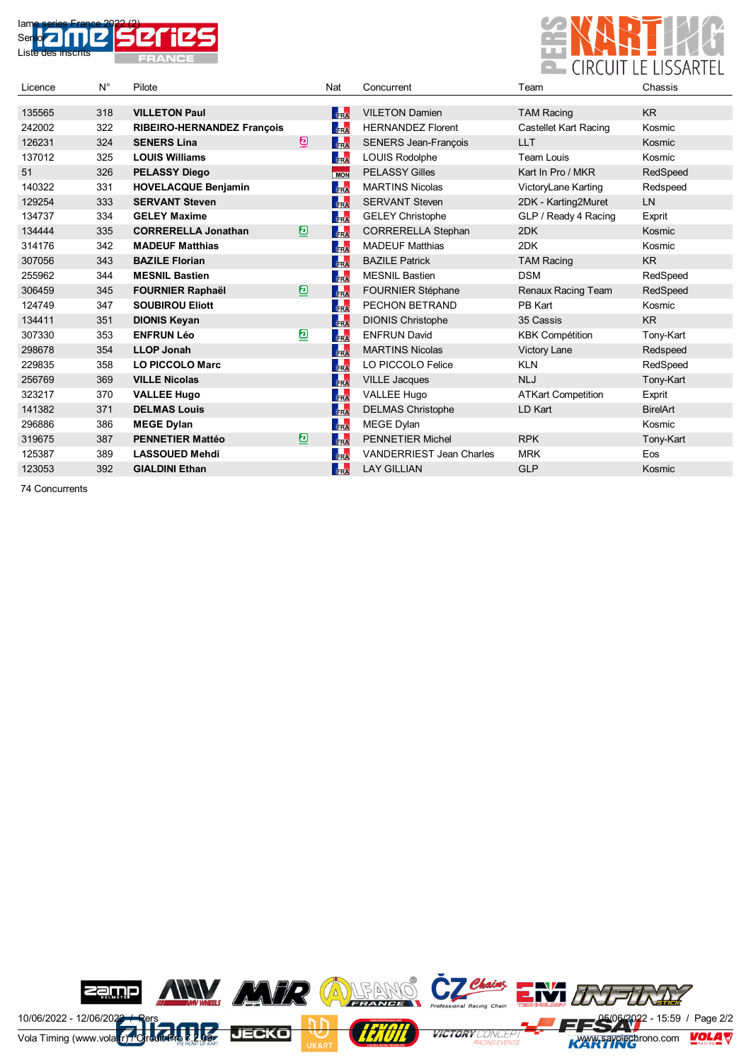Iame series France 2022 (2)
Senior
Liste des inscrits

| Licence | N° | Pilote | Nat | Concurrent | Team | Chassis |
|---|---|---|---|---|---|---|
| 135565 | 318 | **VILLETON Paul** | FRA | VILETON Damien | TAM Racing | KR |
| 242002 | 322 | **RIBEIRO-HERNANDEZ François** | FRA | HERNANDEZ Florent | Castellet Kart Racing | Kosmic |
| 126231 | 324 | **SENERS Lina** | FRA | SENERS Jean-François | LLT | Kosmic |
| 137012 | 325 | **LOUIS Williams** | FRA | LOUIS Rodolphe | Team Louis | Kosmic |
| 51 | 326 | **PELASSY Diego** | MON | PELASSY Gilles | Kart In Pro / MKR | RedSpeed |
| 140322 | 331 | **HOVELACQUE Benjamin** | FRA | MARTINS Nicolas | VictoryLane Karting | Redspeed |
| 129254 | 333 | **SERVANT Steven** | FRA | SERVANT Steven | 2DK - Karting2Muret | LN |
| 134737 | 334 | **GELEY Maxime** | FRA | GELEY Christophe | GLP / Ready 4 Racing | Exprit |
| 134444 | 335 | **CORRERELLA Jonathan** | FRA | CORRERELLA Stephan | 2DK | Kosmic |
| 314176 | 342 | **MADEUF Matthias** | FRA | MADEUF Matthias | 2DK | Kosmic |
| 307056 | 343 | **BAZILE Florian** | FRA | BAZILE Patrick | TAM Racing | KR |
| 255962 | 344 | **MESNIL Bastien** | FRA | MESNIL Bastien | DSM | RedSpeed |
| 306459 | 345 | **FOURNIER Raphaël** | FRA | FOURNIER Stéphane | Renaux Racing Team | RedSpeed |
| 124749 | 347 | **SOUBIROU Eliott** | FRA | PECHON BETRAND | PB Kart | Kosmic |
| 134411 | 351 | **DIONIS Keyan** | FRA | DIONIS Christophe | 35 Cassis | KR |
| 307330 | 353 | **ENFRUN Léo** | FRA | ENFRUN David | KBK Compétition | Tony-Kart |
| 298678 | 354 | **LLOP Jonah** | FRA | MARTINS Nicolas | Victory Lane | Redspeed |
| 229835 | 358 | **LO PICCOLO Marc** | FRA | LO PICCOLO Felice | KLN | RedSpeed |
| 256769 | 369 | **VILLE Nicolas** | FRA | VILLE Jacques | NLJ | Tony-Kart |
| 323217 | 370 | **VALLEE Hugo** | FRA | VALLEE Hugo | ATKart Competition | Exprit |
| 141382 | 371 | **DELMAS Louis** | FRA | DELMAS Christophe | LD Kart | BirelArt |
| 296886 | 386 | **MEGE Dylan** | FRA | MEGE Dylan | | Kosmic |
| 319675 | 387 | **PENNETIER Mattéo** | FRA | PENNETIER Michel | RPK | Tony-Kart |
| 125387 | 389 | **LASSOUED Mehdi** | FRA | VANDERRIEST Jean Charles | MRK | Eos |
| 123053 | 392 | **GIALDINI Ethan** | FRA | LAY GILLIAN | GLP | Kosmic |

74 Concurrents

10/06/2022 - 12/06/2022 / Pers
Vola Timing (www.vola.fr) / Circuit Pro 7.2.00
05/06/2022 - 15:59
www.savoiechrono.com